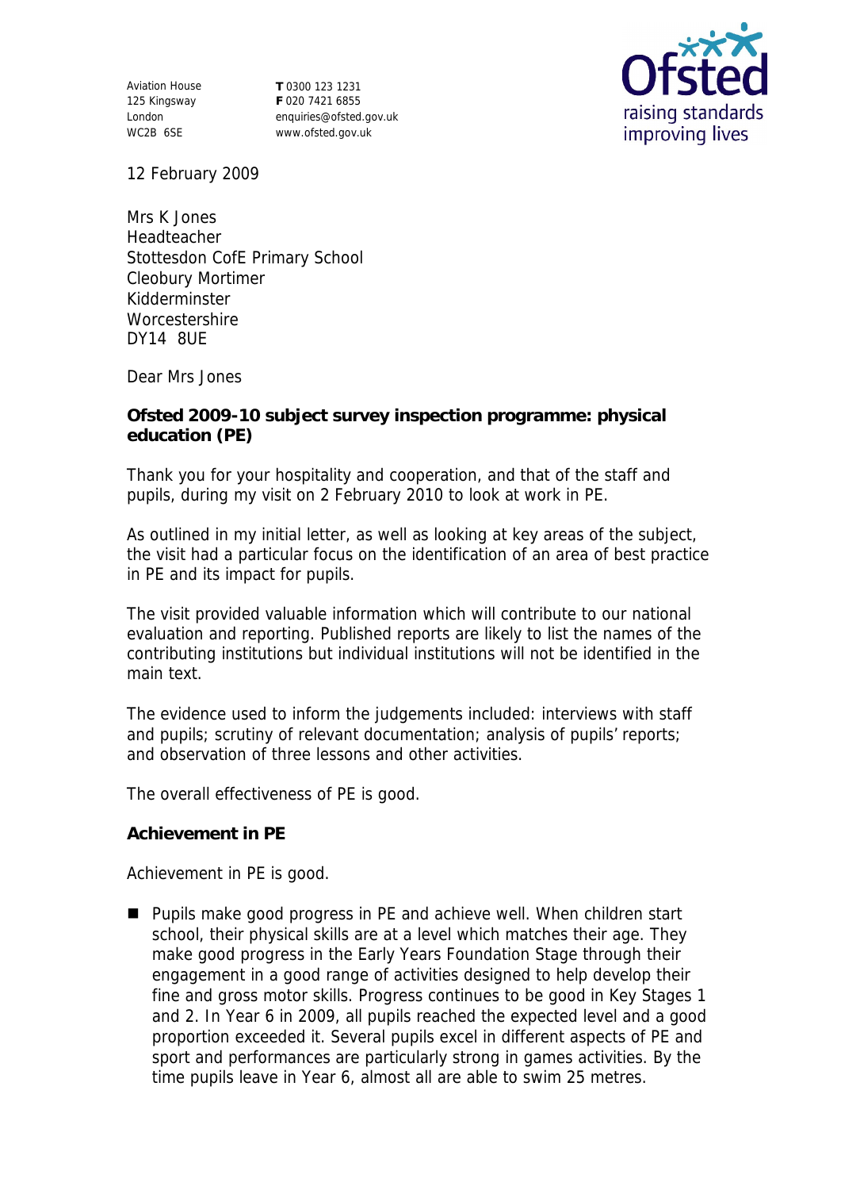Aviation House
125 Kingsway
London
WC2B 6SE

T 0300 123 1231
F 020 7421 6855
enquiries@ofsted.gov.uk
www.ofsted.gov.uk

12 February 2009

Mrs K Jones
Headteacher
Stottesdon CofE Primary School
Cleobury Mortimer
Kidderminster
Worcestershire
DY14 8UE

Dear Mrs Jones

**Ofsted 2009-10 subject survey inspection programme: physical education (PE)**

Thank you for your hospitality and cooperation, and that of the staff and pupils, during my visit on 2 February 2010 to look at work in PE.

As outlined in my initial letter, as well as looking at key areas of the subject, the visit had a particular focus on the identification of an area of best practice in PE and its impact for pupils.

The visit provided valuable information which will contribute to our national evaluation and reporting. Published reports are likely to list the names of the contributing institutions but individual institutions will not be identified in the main text.

The evidence used to inform the judgements included: interviews with staff and pupils; scrutiny of relevant documentation; analysis of pupils' reports; and observation of three lessons and other activities.

The overall effectiveness of PE is good.

**Achievement in PE**

Achievement in PE is good.

- Pupils make good progress in PE and achieve well. When children start school, their physical skills are at a level which matches their age. They make good progress in the Early Years Foundation Stage through their engagement in a good range of activities designed to help develop their fine and gross motor skills. Progress continues to be good in Key Stages 1 and 2. In Year 6 in 2009, all pupils reached the expected level and a good proportion exceeded it. Several pupils excel in different aspects of PE and sport and performances are particularly strong in games activities. By the time pupils leave in Year 6, almost all are able to swim 25 metres.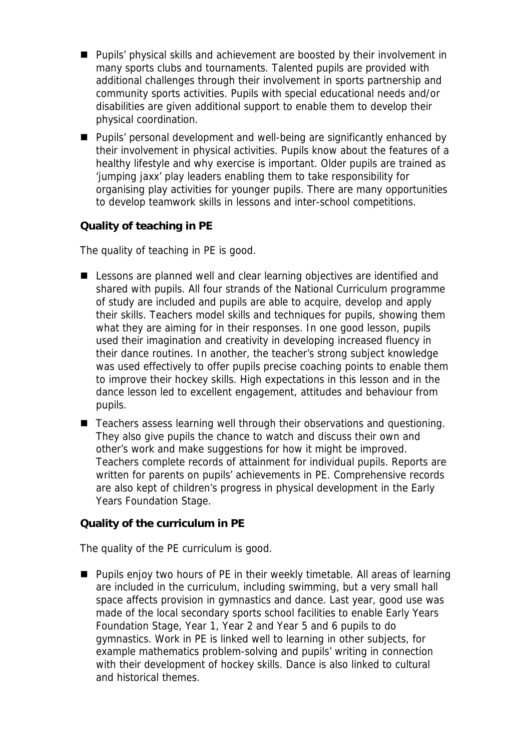- Pupils' physical skills and achievement are boosted by their involvement in many sports clubs and tournaments. Talented pupils are provided with additional challenges through their involvement in sports partnership and community sports activities. Pupils with special educational needs and/or disabilities are given additional support to enable them to develop their physical coordination.
- Pupils' personal development and well-being are significantly enhanced by their involvement in physical activities. Pupils know about the features of a healthy lifestyle and why exercise is important. Older pupils are trained as 'jumping jaxx' play leaders enabling them to take responsibility for organising play activities for younger pupils. There are many opportunities to develop teamwork skills in lessons and inter-school competitions.

**Quality of teaching in PE**

The quality of teaching in PE is good.

- Lessons are planned well and clear learning objectives are identified and shared with pupils. All four strands of the National Curriculum programme of study are included and pupils are able to acquire, develop and apply their skills. Teachers model skills and techniques for pupils, showing them what they are aiming for in their responses. In one good lesson, pupils used their imagination and creativity in developing increased fluency in their dance routines. In another, the teacher's strong subject knowledge was used effectively to offer pupils precise coaching points to enable them to improve their hockey skills. High expectations in this lesson and in the dance lesson led to excellent engagement, attitudes and behaviour from pupils.
- Teachers assess learning well through their observations and questioning. They also give pupils the chance to watch and discuss their own and other's work and make suggestions for how it might be improved. Teachers complete records of attainment for individual pupils. Reports are written for parents on pupils' achievements in PE. Comprehensive records are also kept of children's progress in physical development in the Early Years Foundation Stage.

**Quality of the curriculum in PE**

The quality of the PE curriculum is good.

- Pupils enjoy two hours of PE in their weekly timetable. All areas of learning are included in the curriculum, including swimming, but a very small hall space affects provision in gymnastics and dance. Last year, good use was made of the local secondary sports school facilities to enable Early Years Foundation Stage, Year 1, Year 2 and Year 5 and 6 pupils to do gymnastics. Work in PE is linked well to learning in other subjects, for example mathematics problem-solving and pupils' writing in connection with their development of hockey skills. Dance is also linked to cultural and historical themes.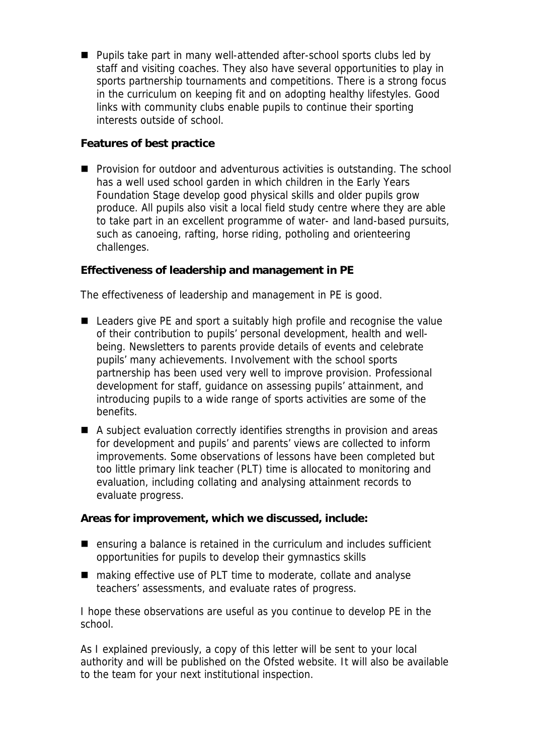- Pupils take part in many well-attended after-school sports clubs led by staff and visiting coaches. They also have several opportunities to play in sports partnership tournaments and competitions. There is a strong focus in the curriculum on keeping fit and on adopting healthy lifestyles. Good links with community clubs enable pupils to continue their sporting interests outside of school.

**Features of best practice**

- Provision for outdoor and adventurous activities is outstanding. The school has a well used school garden in which children in the Early Years Foundation Stage develop good physical skills and older pupils grow produce. All pupils also visit a local field study centre where they are able to take part in an excellent programme of water- and land-based pursuits, such as canoeing, rafting, horse riding, potholing and orienteering challenges.

**Effectiveness of leadership and management in PE**

The effectiveness of leadership and management in PE is good.

- Leaders give PE and sport a suitably high profile and recognise the value of their contribution to pupils' personal development, health and well-being. Newsletters to parents provide details of events and celebrate pupils' many achievements. Involvement with the school sports partnership has been used very well to improve provision. Professional development for staff, guidance on assessing pupils' attainment, and introducing pupils to a wide range of sports activities are some of the benefits.
- A subject evaluation correctly identifies strengths in provision and areas for development and pupils' and parents' views are collected to inform improvements. Some observations of lessons have been completed but too little primary link teacher (PLT) time is allocated to monitoring and evaluation, including collating and analysing attainment records to evaluate progress.

**Areas for improvement, which we discussed, include:**

- ensuring a balance is retained in the curriculum and includes sufficient opportunities for pupils to develop their gymnastics skills
- making effective use of PLT time to moderate, collate and analyse teachers' assessments, and evaluate rates of progress.

I hope these observations are useful as you continue to develop PE in the school.

As I explained previously, a copy of this letter will be sent to your local authority and will be published on the Ofsted website. It will also be available to the team for your next institutional inspection.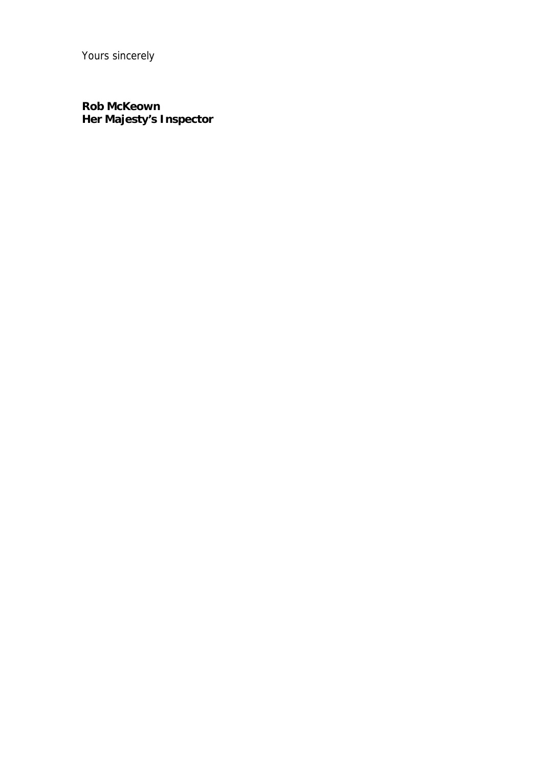Yours sincerely

**Rob McKeown**
**Her Majesty's Inspector**